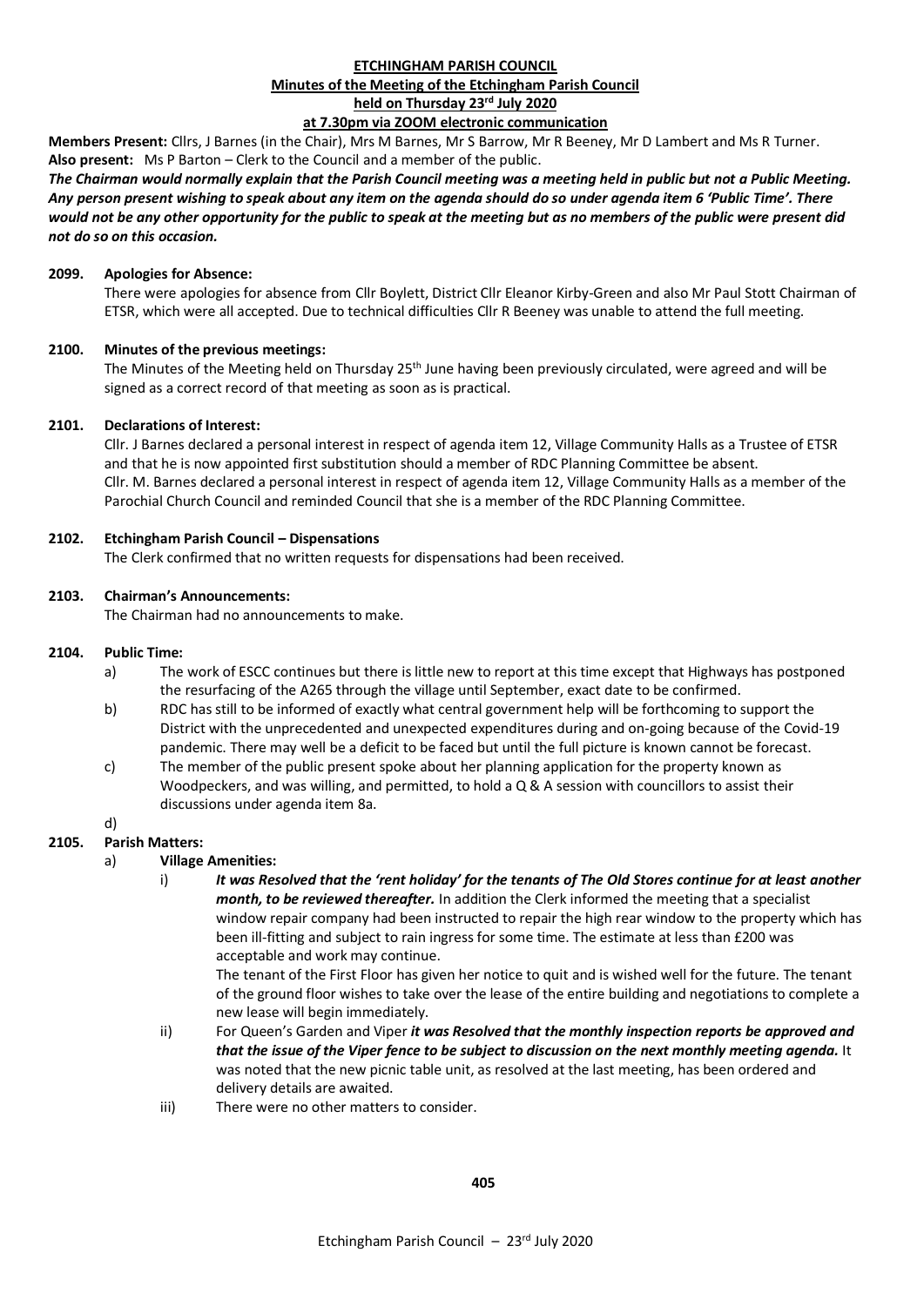# ETCHINGHAM PARISH COUNCIL

## Minutes of the Meeting of the Etchingham Parish Council

### held on Thursday 23rd July 2020

### at 7.30pm via ZOOM electronic communication

**Members Present:** Cllrs, J Barnes (in the Chair), Mrs M Barnes, Mr S Barrow, Mr R Beeney, Mr D Lambert and Ms R Turner.
**Also present:** Ms P Barton – Clerk to the Council and a member of the public.

***The Chairman would normally explain that the Parish Council meeting was a meeting held in public but not a Public Meeting. Any person present wishing to speak about any item on the agenda should do so under agenda item 6 'Public Time'. There would not be any other opportunity for the public to speak at the meeting but as no members of the public were present did not do so on this occasion.***

**2099. Apologies for Absence:**

There were apologies for absence from Cllr Boylett, District Cllr Eleanor Kirby-Green and also Mr Paul Stott Chairman of ETSR, which were all accepted. Due to technical difficulties Cllr R Beeney was unable to attend the full meeting.

**2100. Minutes of the previous meetings:**

The Minutes of the Meeting held on Thursday 25th June having been previously circulated, were agreed and will be signed as a correct record of that meeting as soon as is practical.

**2101. Declarations of Interest:**

Cllr. J Barnes declared a personal interest in respect of agenda item 12, Village Community Halls as a Trustee of ETSR and that he is now appointed first substitution should a member of RDC Planning Committee be absent.
Cllr. M. Barnes declared a personal interest in respect of agenda item 12, Village Community Halls as a member of the Parochial Church Council and reminded Council that she is a member of the RDC Planning Committee.

**2102. Etchingham Parish Council – Dispensations**

The Clerk confirmed that no written requests for dispensations had been received.

**2103. Chairman's Announcements:**

The Chairman had no announcements to make.

**2104. Public Time:**

a) The work of ESCC continues but there is little new to report at this time except that Highways has postponed the resurfacing of the A265 through the village until September, exact date to be confirmed.

b) RDC has still to be informed of exactly what central government help will be forthcoming to support the District with the unprecedented and unexpected expenditures during and on-going because of the Covid-19 pandemic. There may well be a deficit to be faced but until the full picture is known cannot be forecast.

c) The member of the public present spoke about her planning application for the property known as Woodpeckers, and was willing, and permitted, to hold a Q & A session with councillors to assist their discussions under agenda item 8a.

d)

**2105. Parish Matters:**

a) **Village Amenities:**

i) ***It was Resolved that the 'rent holiday' for the tenants of The Old Stores continue for at least another month, to be reviewed thereafter.*** In addition the Clerk informed the meeting that a specialist window repair company had been instructed to repair the high rear window to the property which has been ill-fitting and subject to rain ingress for some time. The estimate at less than £200 was acceptable and work may continue.

The tenant of the First Floor has given her notice to quit and is wished well for the future. The tenant of the ground floor wishes to take over the lease of the entire building and negotiations to complete a new lease will begin immediately.

ii) For Queen's Garden and Viper ***it was Resolved that the monthly inspection reports be approved and that the issue of the Viper fence to be subject to discussion on the next monthly meeting agenda.*** It was noted that the new picnic table unit, as resolved at the last meeting, has been ordered and delivery details are awaited.

iii) There were no other matters to consider.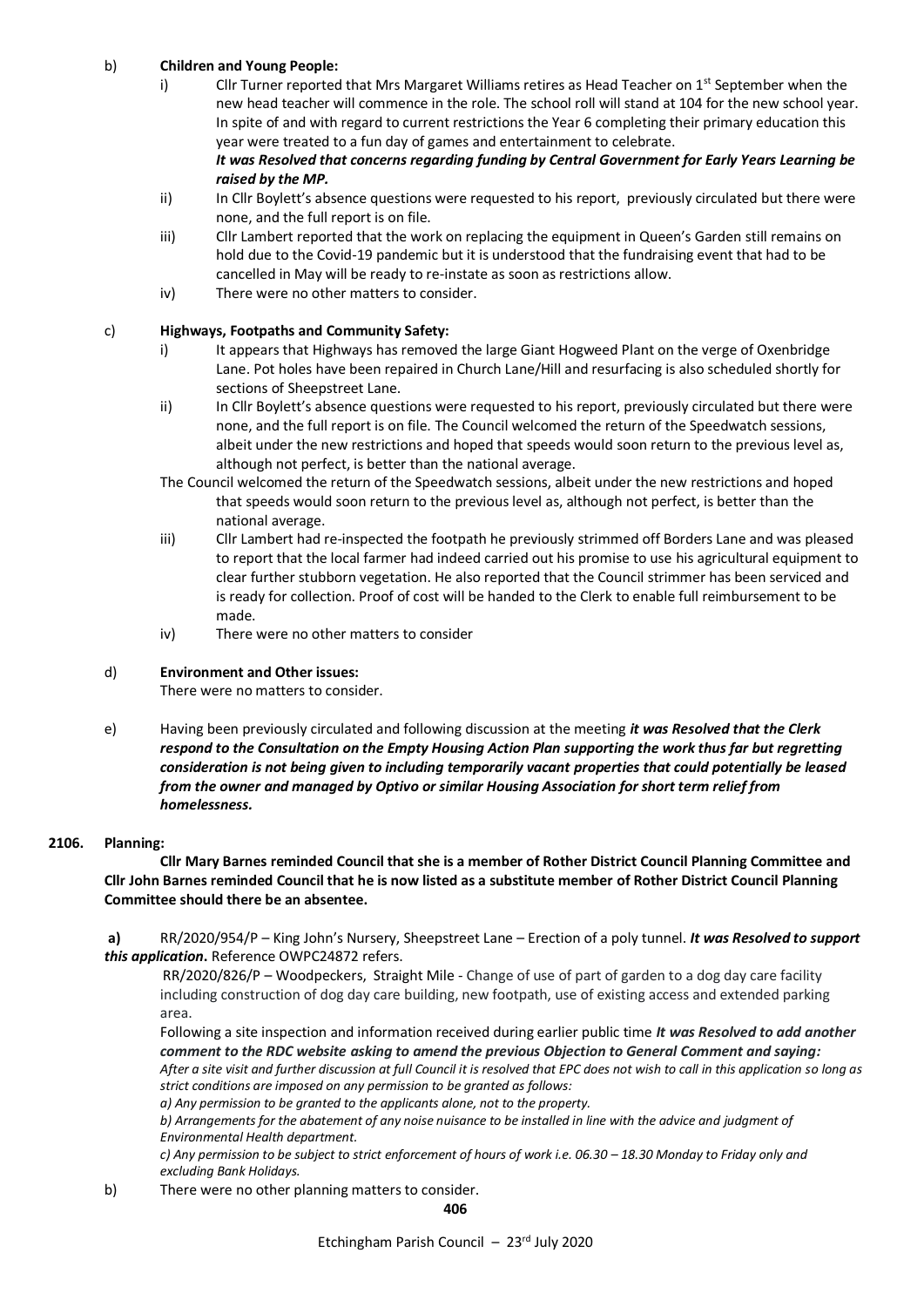b) **Children and Young People:**

i) Cllr Turner reported that Mrs Margaret Williams retires as Head Teacher on 1st September when the new head teacher will commence in the role. The school roll will stand at 104 for the new school year. In spite of and with regard to current restrictions the Year 6 completing their primary education this year were treated to a fun day of games and entertainment to celebrate. ***It was Resolved that concerns regarding funding by Central Government for Early Years Learning be raised by the MP.***

ii) In Cllr Boylett's absence questions were requested to his report, previously circulated but there were none, and the full report is on file.

iii) Cllr Lambert reported that the work on replacing the equipment in Queen's Garden still remains on hold due to the Covid-19 pandemic but it is understood that the fundraising event that had to be cancelled in May will be ready to re-instate as soon as restrictions allow.

iv) There were no other matters to consider.

c) **Highways, Footpaths and Community Safety:**

i) It appears that Highways has removed the large Giant Hogweed Plant on the verge of Oxenbridge Lane. Pot holes have been repaired in Church Lane/Hill and resurfacing is also scheduled shortly for sections of Sheepstreet Lane.

ii) In Cllr Boylett's absence questions were requested to his report, previously circulated but there were none, and the full report is on file. The Council welcomed the return of the Speedwatch sessions, albeit under the new restrictions and hoped that speeds would soon return to the previous level as, although not perfect, is better than the national average.

The Council welcomed the return of the Speedwatch sessions, albeit under the new restrictions and hoped that speeds would soon return to the previous level as, although not perfect, is better than the national average.

iii) Cllr Lambert had re-inspected the footpath he previously strimmed off Borders Lane and was pleased to report that the local farmer had indeed carried out his promise to use his agricultural equipment to clear further stubborn vegetation. He also reported that the Council strimmer has been serviced and is ready for collection. Proof of cost will be handed to the Clerk to enable full reimbursement to be made.

iv) There were no other matters to consider

d) **Environment and Other issues:**

There were no matters to consider.

e) Having been previously circulated and following discussion at the meeting ***it was Resolved that the Clerk respond to the Consultation on the Empty Housing Action Plan supporting the work thus far but regretting consideration is not being given to including temporarily vacant properties that could potentially be leased from the owner and managed by Optivo or similar Housing Association for short term relief from homelessness.***

**2106. Planning:**

**Cllr Mary Barnes reminded Council that she is a member of Rother District Council Planning Committee and Cllr John Barnes reminded Council that he is now listed as a substitute member of Rother District Council Planning Committee should there be an absentee.**

**a)** RR/2020/954/P – King John's Nursery, Sheepstreet Lane – Erection of a poly tunnel. ***It was Resolved to support this application.*** Reference OWPC24872 refers.

RR/2020/826/P – Woodpeckers, Straight Mile - Change of use of part of garden to a dog day care facility including construction of dog day care building, new footpath, use of existing access and extended parking area.

Following a site inspection and information received during earlier public time ***It was Resolved to add another comment to the RDC website asking to amend the previous Objection to General Comment and saying:***

*After a site visit and further discussion at full Council it is resolved that EPC does not wish to call in this application so long as strict conditions are imposed on any permission to be granted as follows:*

*a) Any permission to be granted to the applicants alone, not to the property.*

*b) Arrangements for the abatement of any noise nuisance to be installed in line with the advice and judgment of Environmental Health department.*

*c) Any permission to be subject to strict enforcement of hours of work i.e. 06.30 – 18.30 Monday to Friday only and excluding Bank Holidays.*

b) There were no other planning matters to consider.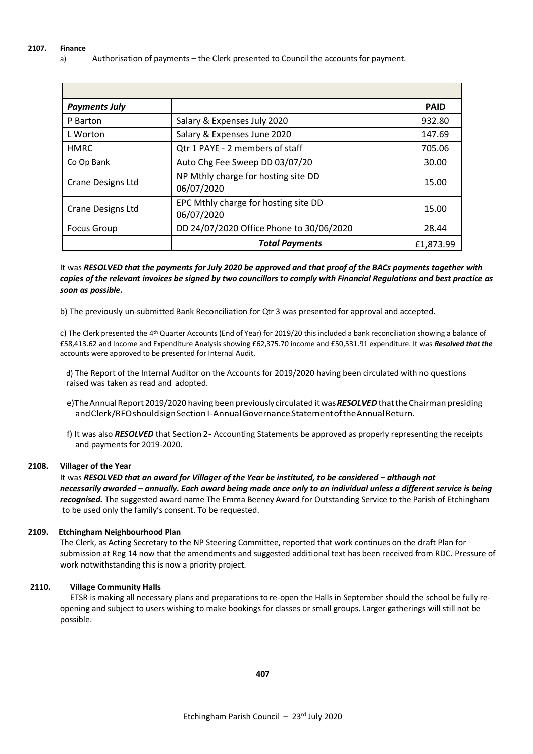**2107. Finance**

a) Authorisation of payments **–** the Clerk presented to Council the accounts for payment.

| *Payments July* | | | **PAID** |
|---|---|---|---|
| P Barton | Salary & Expenses July 2020 | | 932.80 |
| L Worton | Salary & Expenses June 2020 | | 147.69 |
| HMRC | Qtr 1 PAYE - 2 members of staff | | 705.06 |
| Co Op Bank | Auto Chg Fee Sweep DD 03/07/20 | | 30.00 |
| Crane Designs Ltd | NP Mthly charge for hosting site DD 06/07/2020 | | 15.00 |
| Crane Designs Ltd | EPC Mthly charge for hosting site DD 06/07/2020 | | 15.00 |
| Focus Group | DD 24/07/2020 Office Phone to 30/06/2020 | | 28.44 |
| | ***Total Payments*** | | £1,873.99 |

It was ***RESOLVED that the payments for July 2020 be approved and that proof of the BACs payments together with copies of the relevant invoices be signed by two councillors to comply with Financial Regulations and best practice as soon as possible.***

b) The previously un-submitted Bank Reconciliation for Qtr 3 was presented for approval and accepted.

c) The Clerk presented the 4th Quarter Accounts (End of Year) for 2019/20 this included a bank reconciliation showing a balance of £58,413.62 and Income and Expenditure Analysis showing £62,375.70 income and £50,531.91 expenditure. It was ***Resolved that the*** accounts were approved to be presented for Internal Audit.

d) The Report of the Internal Auditor on the Accounts for 2019/2020 having been circulated with no questions raised was taken as read and adopted.

e) The Annual Report 2019/2020 having been previously circulated it was ***RESOLVED*** that the Chairman presiding and Clerk/RFO should sign Section I - Annual Governance Statement of the Annual Return.

f) It was also ***RESOLVED*** that Section 2 - Accounting Statements be approved as properly representing the receipts and payments for 2019-2020.

**2108. Villager of the Year**

It was ***RESOLVED that an award for Villager of the Year be instituted, to be considered – although not necessarily awarded – annually. Each award being made once only to an individual unless a different service is being recognised.*** The suggested award name The Emma Beeney Award for Outstanding Service to the Parish of Etchingham to be used only the family's consent. To be requested.

**2109. Etchingham Neighbourhood Plan**

The Clerk, as Acting Secretary to the NP Steering Committee, reported that work continues on the draft Plan for submission at Reg 14 now that the amendments and suggested additional text has been received from RDC. Pressure of work notwithstanding this is now a priority project.

**2110. Village Community Halls**

ETSR is making all necessary plans and preparations to re-open the Halls in September should the school be fully re-opening and subject to users wishing to make bookings for classes or small groups. Larger gatherings will still not be possible.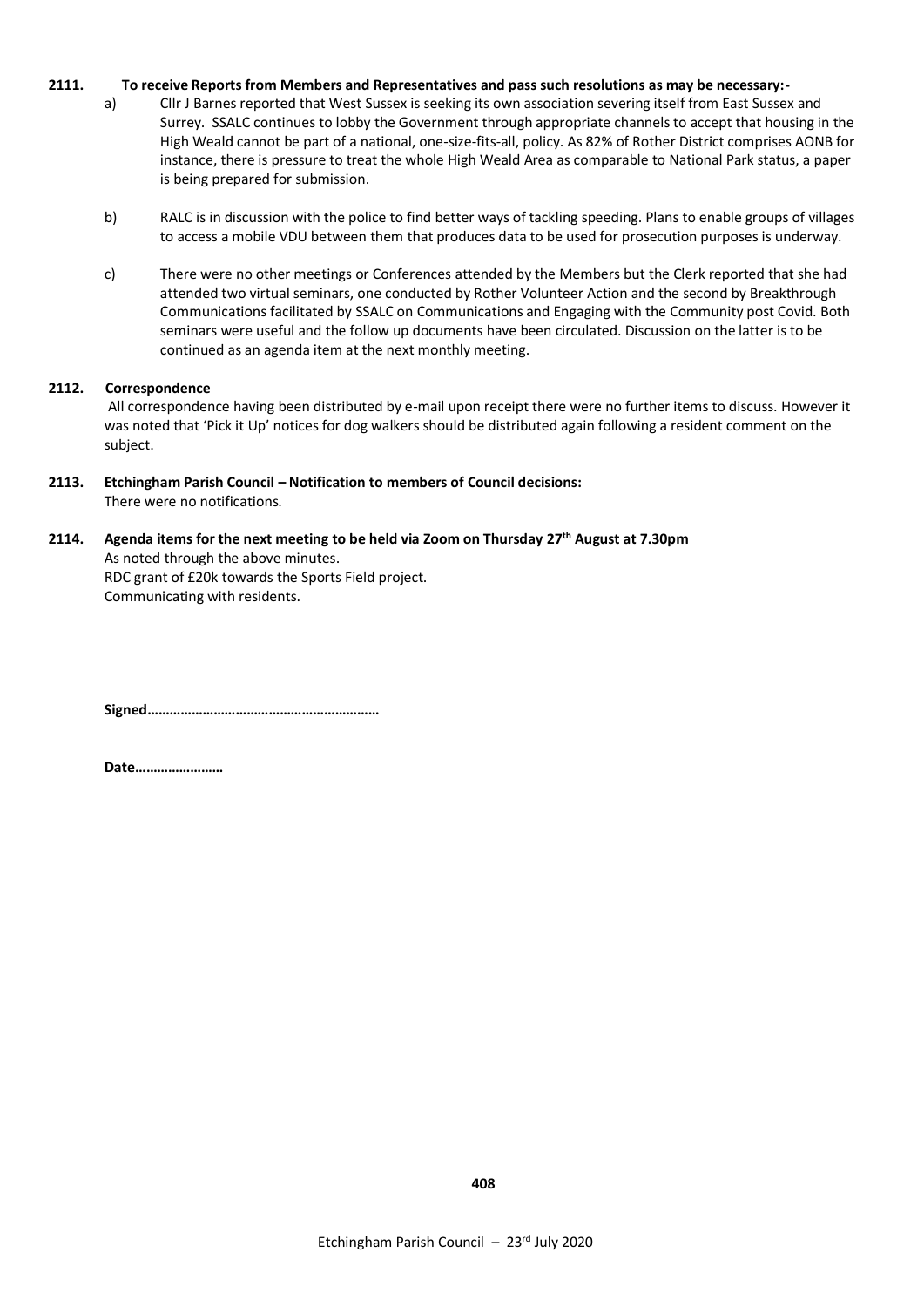**2111. To receive Reports from Members and Representatives and pass such resolutions as may be necessary:-**

a) Cllr J Barnes reported that West Sussex is seeking its own association severing itself from East Sussex and Surrey. SSALC continues to lobby the Government through appropriate channels to accept that housing in the High Weald cannot be part of a national, one-size-fits-all, policy. As 82% of Rother District comprises AONB for instance, there is pressure to treat the whole High Weald Area as comparable to National Park status, a paper is being prepared for submission.

b) RALC is in discussion with the police to find better ways of tackling speeding. Plans to enable groups of villages to access a mobile VDU between them that produces data to be used for prosecution purposes is underway.

c) There were no other meetings or Conferences attended by the Members but the Clerk reported that she had attended two virtual seminars, one conducted by Rother Volunteer Action and the second by Breakthrough Communications facilitated by SSALC on Communications and Engaging with the Community post Covid. Both seminars were useful and the follow up documents have been circulated. Discussion on the latter is to be continued as an agenda item at the next monthly meeting.

**2112. Correspondence**

All correspondence having been distributed by e-mail upon receipt there were no further items to discuss. However it was noted that 'Pick it Up' notices for dog walkers should be distributed again following a resident comment on the subject.

**2113. Etchingham Parish Council – Notification to members of Council decisions:**

There were no notifications.

**2114. Agenda items for the next meeting to be held via Zoom on Thursday 27th August at 7.30pm**

As noted through the above minutes.
RDC grant of £20k towards the Sports Field project.
Communicating with residents.

**Signed……………………………………………………**

**Date……………………**